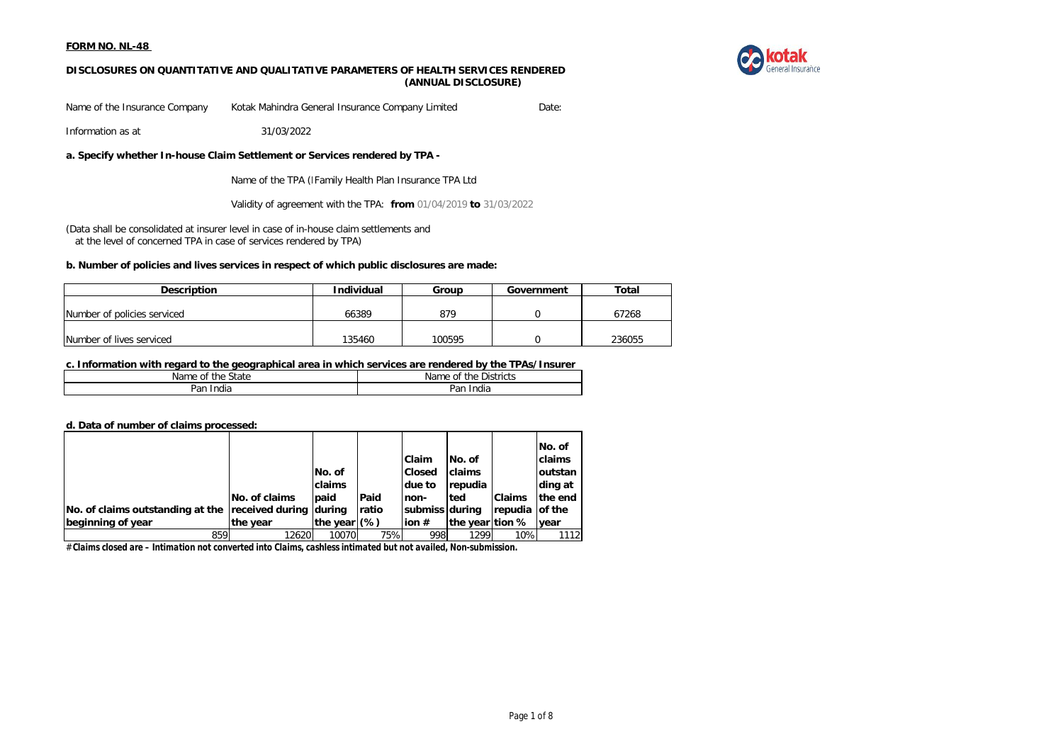**FORM NO. NL-48**

**DISCLOSURES ON QUANTITATIVE AND QUALITATIVE PARAMETERS OF HEALTH SERVICES RENDERED (ANNUAL DISCLOSURE)**

Name of the Insurance Company: Kotak Mahindra General Insurance Company Limited

Date:

Information as at: 31/03/2022

**a. Specify whether In-house Claim Settlement or Services rendered by TPA -**

Name of the TPA (IFamily Health Plan Insurance TPA Ltd

Validity of agreement with the TPA: **from** 01/04/2019 **to** 31/03/2022

(Data shall be consolidated at insurer level in case of in-house claim settlements and at the level of concerned TPA in case of services rendered by TPA)

**b. Number of policies and lives services in respect of which public disclosures are made:**

| Description | Individual | Group | Government | Total |
|---|---|---|---|---|
| Number of policies serviced | 66389 | 879 | 0 | 67268 |
| Number of lives serviced | 135460 | 100595 | 0 | 236055 |

**c. Information with regard to the geographical area in which services are rendered by the TPAs/Insurer**

| Name of the State | Name of the Districts |
|---|---|
| Pan India | Pan India |

**d. Data of number of claims processed:**

| No. of claims outstanding at the beginning of year | No. of claims received during the year | No. of claims paid during the year | Paid ratio (%) | Claim Closed due to non-submission # | No. of claims repudiated during the year | Claims repudiation % | No. of claims outstanding at the end of the year |
|---|---|---|---|---|---|---|---|
| 859 | 12620 | 10070 | 75% | 998 | 1299 | 10% | 1112 |

*# Claims closed are – Intimation not converted into Claims, cashless intimated but not availed, Non-submission.*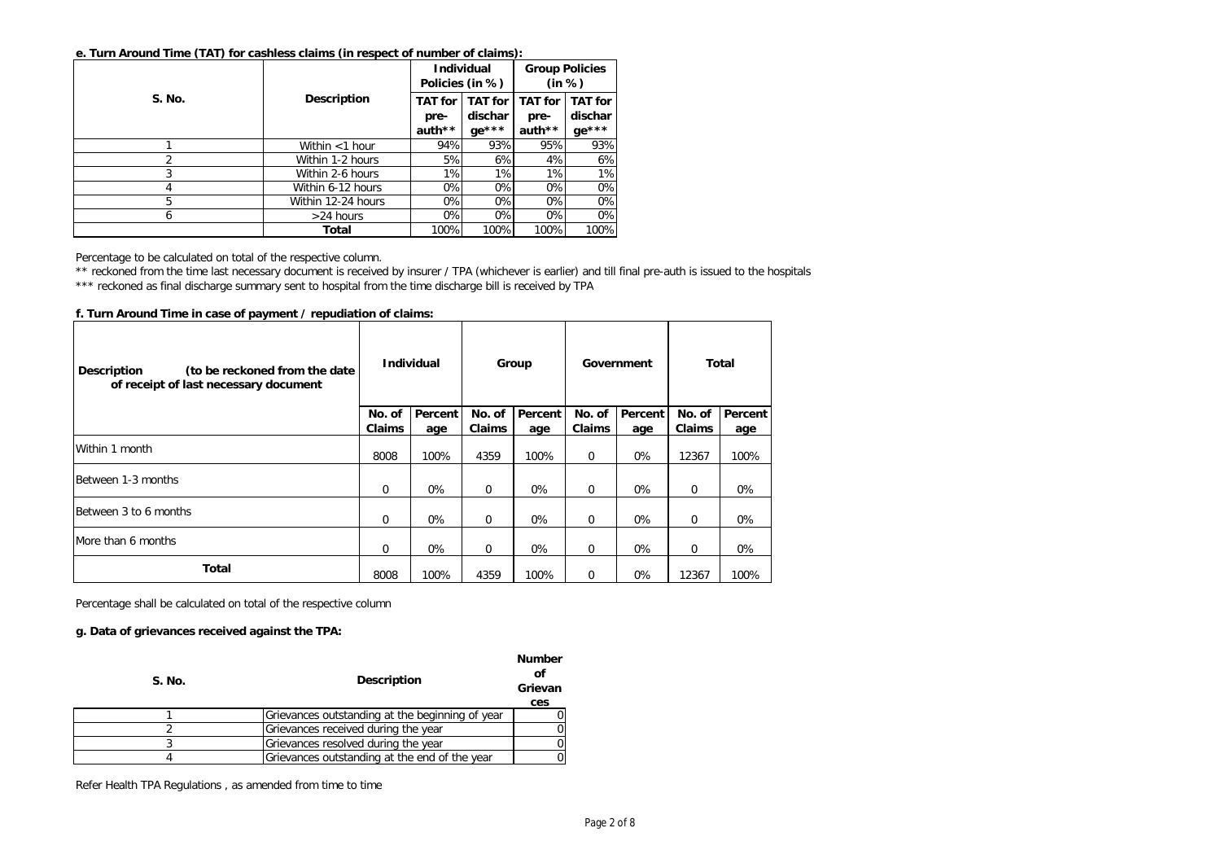**e. Turn Around Time (TAT) for cashless claims (in respect of number of claims):**

| S. No. | Description | Individual Policies (in %) | | Group Policies (in %) | |
|---|---|---|---|---|---|
| | | TAT for pre-auth** | TAT for discharge*** | TAT for pre-auth** | TAT for discharge*** |
| 1 | Within <1 hour | 94% | 93% | 95% | 93% |
| 2 | Within 1-2 hours | 5% | 6% | 4% | 6% |
| 3 | Within 2-6 hours | 1% | 1% | 1% | 1% |
| 4 | Within 6-12 hours | 0% | 0% | 0% | 0% |
| 5 | Within 12-24 hours | 0% | 0% | 0% | 0% |
| 6 | >24 hours | 0% | 0% | 0% | 0% |
| | **Total** | 100% | 100% | 100% | 100% |

Percentage to be calculated on total of the respective column.

** reckoned from the time last necessary document is received by insurer / TPA (whichever is earlier) and till final pre-auth is issued to the hospitals

*** reckoned as final discharge summary sent to hospital from the time discharge bill is received by TPA

**f. Turn Around Time in case of payment / repudiation of claims:**

| Description (to be reckoned from the date of receipt of last necessary document | Individual | | Group | | Government | | Total | |
|---|---|---|---|---|---|---|---|---|
| | No. of Claims | Percentage | No. of Claims | Percentage | No. of Claims | Percentage | No. of Claims | Percentage |
| Within 1 month | 8008 | 100% | 4359 | 100% | 0 | 0% | 12367 | 100% |
| Between 1-3 months | 0 | 0% | 0 | 0% | 0 | 0% | 0 | 0% |
| Between 3 to 6 months | 0 | 0% | 0 | 0% | 0 | 0% | 0 | 0% |
| More than 6 months | 0 | 0% | 0 | 0% | 0 | 0% | 0 | 0% |
| **Total** | 8008 | 100% | 4359 | 100% | 0 | 0% | 12367 | 100% |

Percentage shall be calculated on total of the respective column

**g. Data of grievances received against the TPA:**

| S. No. | Description | Number of Grievances |
|---|---|---|
| 1 | Grievances outstanding at the beginning of year | 0 |
| 2 | Grievances received during the year | 0 |
| 3 | Grievances resolved during the year | 0 |
| 4 | Grievances outstanding at the end of the year | 0 |

Refer Health TPA Regulations , as amended from time to time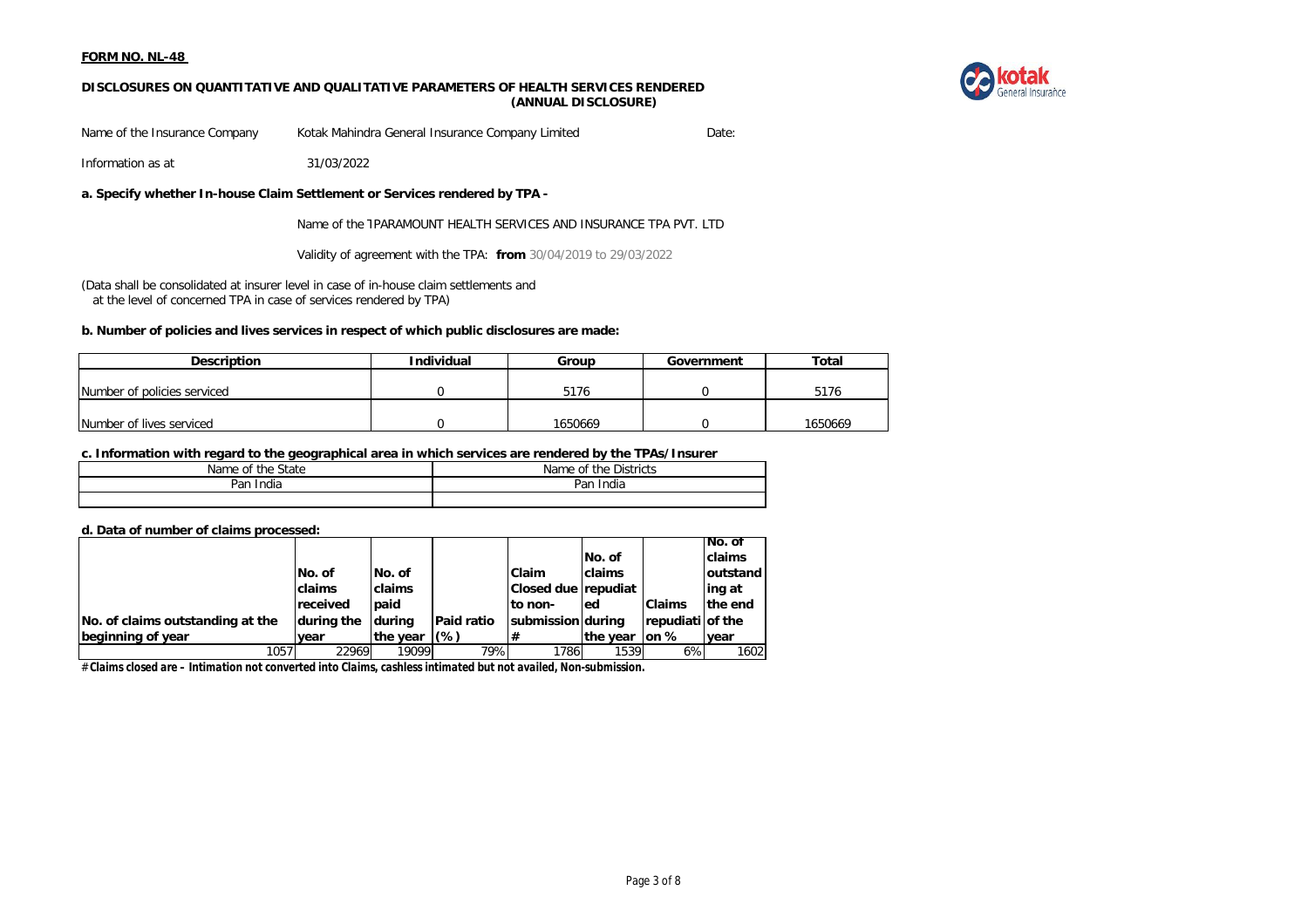**FORM NO. NL-48**

**DISCLOSURES ON QUANTITATIVE AND QUALITATIVE PARAMETERS OF HEALTH SERVICES RENDERED (ANNUAL DISCLOSURE)**

Name of the Insurance Company: Kotak Mahindra General Insurance Company Limited

Date:

Information as at: 31/03/2022

**a. Specify whether In-house Claim Settlement or Services rendered by TPA -**

Name of the TPARAMOUNT HEALTH SERVICES AND INSURANCE TPA PVT. LTD

Validity of agreement with the TPA: **from** 30/04/2019 to 29/03/2022

(Data shall be consolidated at insurer level in case of in-house claim settlements and at the level of concerned TPA in case of services rendered by TPA)

**b. Number of policies and lives services in respect of which public disclosures are made:**

| Description | Individual | Group | Government | Total |
|---|---|---|---|---|
| Number of policies serviced | 0 | 5176 | 0 | 5176 |
| Number of lives serviced | 0 | 1650669 | 0 | 1650669 |

**c. Information with regard to the geographical area in which services are rendered by the TPAs/Insurer**

| Name of the State | Name of the Districts |
|---|---|
| Pan India | Pan India |
| | |

**d. Data of number of claims processed:**

| No. of claims outstanding at the beginning of year | No. of claims received during the year | No. of claims paid during the year | Paid ratio (%) | Claim Closed due to non-submission # | No. of claims repudiated during the year | Claims repudiation % | No. of claims outstanding at the end of the year |
|---|---|---|---|---|---|---|---|
| 1057 | 22969 | 19099 | 79% | 1786 | 1539 | 6% | 1602 |

*#Claims closed are – Intimation not converted into Claims, cashless intimated but not availed, Non-submission.*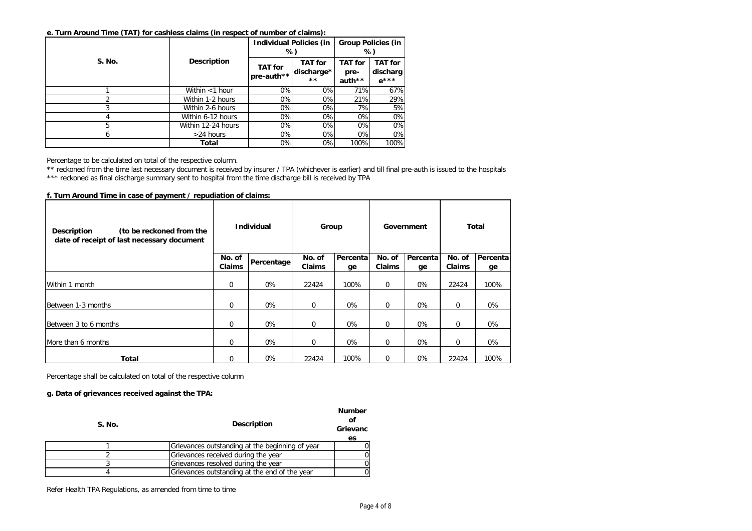**e. Turn Around Time (TAT) for cashless claims (in respect of number of claims):**

| S. No. | Description | Individual Policies (in %) | | Group Policies (in %) | |
|---|---|---|---|---|---|
| | | TAT for pre-auth** | TAT for discharge*** | TAT for pre-auth** | TAT for discharge*** |
| 1 | Within <1 hour | 0% | 0% | 71% | 67% |
| 2 | Within 1-2 hours | 0% | 0% | 21% | 29% |
| 3 | Within 2-6 hours | 0% | 0% | 7% | 5% |
| 4 | Within 6-12 hours | 0% | 0% | 0% | 0% |
| 5 | Within 12-24 hours | 0% | 0% | 0% | 0% |
| 6 | >24 hours | 0% | 0% | 0% | 0% |
| | **Total** | 0% | 0% | 100% | 100% |

Percentage to be calculated on total of the respective column.

** reckoned from the time last necessary document is received by insurer / TPA (whichever is earlier) and till final pre-auth is issued to the hospitals

*** reckoned as final discharge summary sent to hospital from the time discharge bill is received by TPA

**f. Turn Around Time in case of payment / repudiation of claims:**

| Description (to be reckoned from the date of receipt of last necessary document | Individual | | Group | | Government | | Total | |
|---|---|---|---|---|---|---|---|---|
| | No. of Claims | Percentage | No. of Claims | Percentage | No. of Claims | Percentage | No. of Claims | Percentage |
| Within 1 month | 0 | 0% | 22424 | 100% | 0 | 0% | 22424 | 100% |
| Between 1-3 months | 0 | 0% | 0 | 0% | 0 | 0% | 0 | 0% |
| Between 3 to 6 months | 0 | 0% | 0 | 0% | 0 | 0% | 0 | 0% |
| More than 6 months | 0 | 0% | 0 | 0% | 0 | 0% | 0 | 0% |
| **Total** | 0 | 0% | 22424 | 100% | 0 | 0% | 22424 | 100% |

Percentage shall be calculated on total of the respective column

**g. Data of grievances received against the TPA:**

| S. No. | Description | Number of Grievances |
|---|---|---|
| 1 | Grievances outstanding at the beginning of year | 0 |
| 2 | Grievances received during the year | 0 |
| 3 | Grievances resolved during the year | 0 |
| 4 | Grievances outstanding at the end of the year | 0 |

Refer Health TPA Regulations, as amended from time to time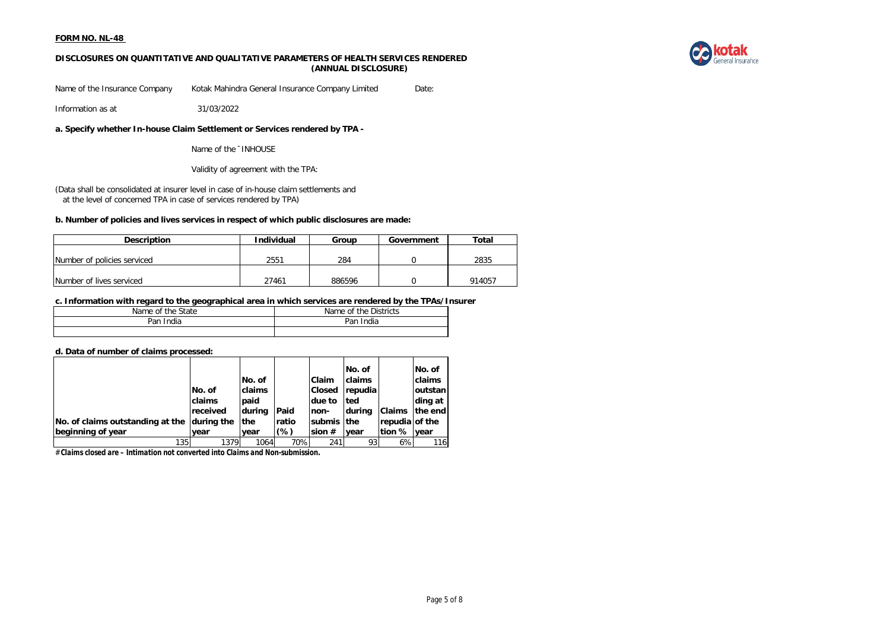**FORM NO. NL-48**

**DISCLOSURES ON QUANTITATIVE AND QUALITATIVE PARAMETERS OF HEALTH SERVICES RENDERED (ANNUAL DISCLOSURE)**

Name of the Insurance Company Kotak Mahindra General Insurance Company Limited Date:

Information as at 31/03/2022

**a. Specify whether In-house Claim Settlement or Services rendered by TPA -**

Name of the ¯ INHOUSE

Validity of agreement with the TPA:

(Data shall be consolidated at insurer level in case of in-house claim settlements and at the level of concerned TPA in case of services rendered by TPA)

**b. Number of policies and lives services in respect of which public disclosures are made:**

| Description | Individual | Group | Government | Total |
|---|---|---|---|---|
| Number of policies serviced | 2551 | 284 | 0 | 2835 |
| Number of lives serviced | 27461 | 886596 | 0 | 914057 |

**c. Information with regard to the geographical area in which services are rendered by the TPAs/Insurer**

| Name of the State | Name of the Districts |
|---|---|
| Pan India | Pan India |
| | |

**d. Data of number of claims processed:**

| No. of claims outstanding at the beginning of year | No. of claims received during the year | No. of claims paid during the year | Paid ratio (%) | Claim Closed due to non-submission # | No. of claims repudiated during the year | Claims repudiation % | No. of claims outstanding at the end of the year |
|---|---|---|---|---|---|---|---|
| 135 | 1379 | 1064 | 70% | 241 | 93 | 6% | 116 |

*# Claims closed are – Intimation not converted into Claims and Non-submission.*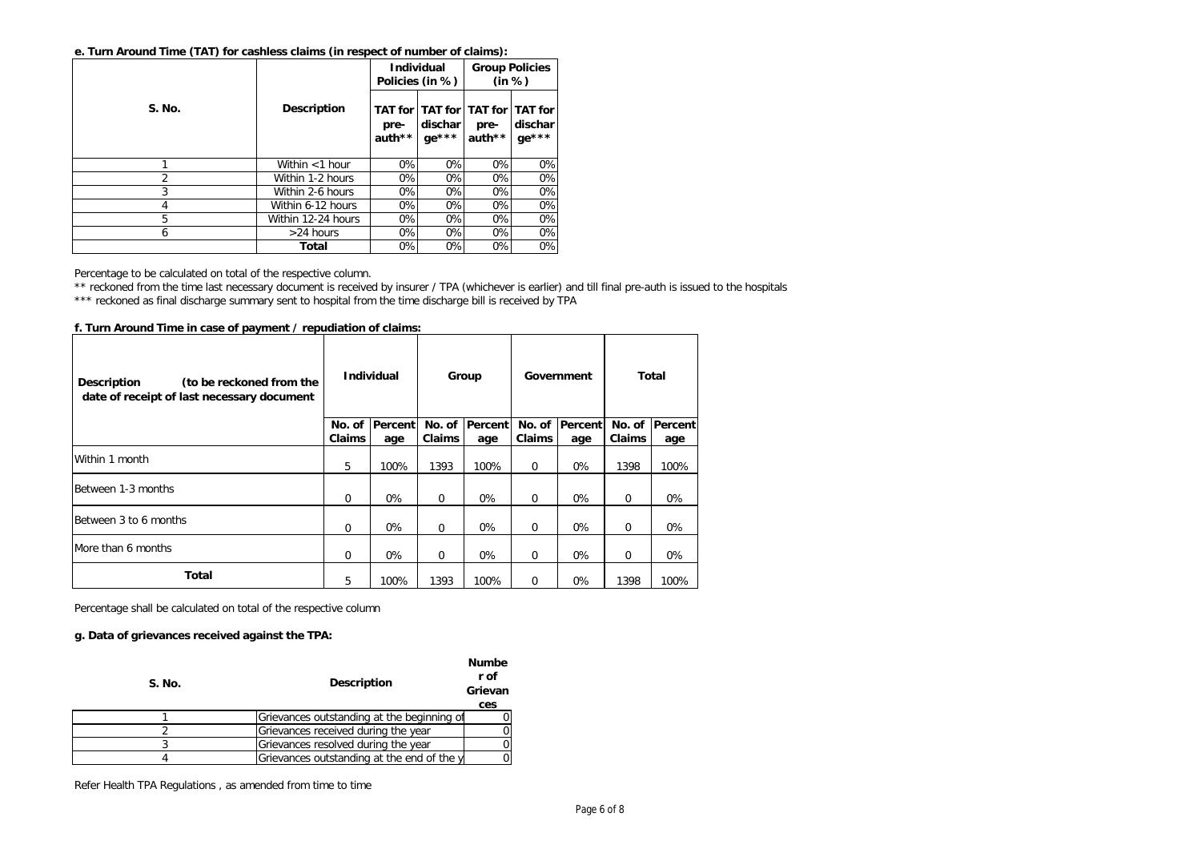**e. Turn Around Time (TAT) for cashless claims (in respect of number of claims):**

| S. No. | Description | Individual Policies (in %) | | Group Policies (in %) | |
|---|---|---|---|---|---|
| | | TAT for pre-auth** | TAT for discharge*** | TAT for pre-auth** | TAT for discharge*** |
| 1 | Within <1 hour | 0% | 0% | 0% | 0% |
| 2 | Within 1-2 hours | 0% | 0% | 0% | 0% |
| 3 | Within 2-6 hours | 0% | 0% | 0% | 0% |
| 4 | Within 6-12 hours | 0% | 0% | 0% | 0% |
| 5 | Within 12-24 hours | 0% | 0% | 0% | 0% |
| 6 | >24 hours | 0% | 0% | 0% | 0% |
| | **Total** | 0% | 0% | 0% | 0% |

Percentage to be calculated on total of the respective column.

** reckoned from the time last necessary document is received by insurer / TPA (whichever is earlier) and till final pre-auth is issued to the hospitals

*** reckoned as final discharge summary sent to hospital from the time discharge bill is received by TPA

**f. Turn Around Time in case of payment / repudiation of claims:**

| Description (to be reckoned from the date of receipt of last necessary document | Individual | | Group | | Government | | Total | |
|---|---|---|---|---|---|---|---|---|
| | No. of Claims | Percentage | No. of Claims | Percentage | No. of Claims | Percentage | No. of Claims | Percentage |
| Within 1 month | 5 | 100% | 1393 | 100% | 0 | 0% | 1398 | 100% |
| Between 1-3 months | 0 | 0% | 0 | 0% | 0 | 0% | 0 | 0% |
| Between 3 to 6 months | 0 | 0% | 0 | 0% | 0 | 0% | 0 | 0% |
| More than 6 months | 0 | 0% | 0 | 0% | 0 | 0% | 0 | 0% |
| **Total** | 5 | 100% | 1393 | 100% | 0 | 0% | 1398 | 100% |

Percentage shall be calculated on total of the respective column

**g. Data of grievances received against the TPA:**

| S. No. | Description | Number of Grievances |
|---|---|---|
| 1 | Grievances outstanding at the beginning of | 0 |
| 2 | Grievances received during the year | 0 |
| 3 | Grievances resolved during the year | 0 |
| 4 | Grievances outstanding at the end of the y | 0 |

Refer Health TPA Regulations , as amended from time to time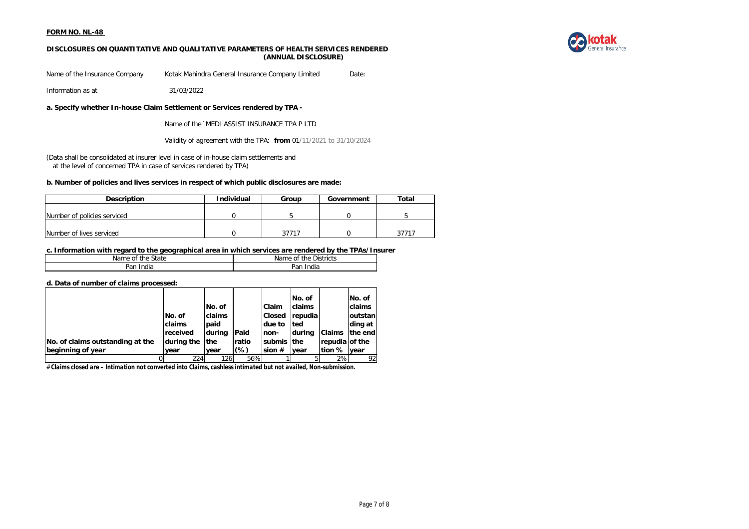**FORM NO. NL-48**

**DISCLOSURES ON QUANTITATIVE AND QUALITATIVE PARAMETERS OF HEALTH SERVICES RENDERED (ANNUAL DISCLOSURE)**

Name of the Insurance Company    Kotak Mahindra General Insurance Company Limited    Date:

Information as at    31/03/2022

**a. Specify whether In-house Claim Settlement or Services rendered by TPA -**

Name of the ˙MEDI ASSIST INSURANCE TPA P LTD

Validity of agreement with the TPA: **from** 01/11/2021 to 31/10/2024

(Data shall be consolidated at insurer level in case of in-house claim settlements and at the level of concerned TPA in case of services rendered by TPA)

**b. Number of policies and lives services in respect of which public disclosures are made:**

| Description | Individual | Group | Government | Total |
|---|---|---|---|---|
| Number of policies serviced | 0 | 5 | 0 | 5 |
| Number of lives serviced | 0 | 37717 | 0 | 37717 |

**c. Information with regard to the geographical area in which services are rendered by the TPAs/Insurer**

| Name of the State | Name of the Districts |
|---|---|
| Pan India | Pan India |

**d. Data of number of claims processed:**

| No. of claims outstanding at the beginning of year | No. of claims received during the year | No. of claims paid during the year | Paid ratio (%) | Claim Closed due to non-submission # | No. of claims repudiated during the year | Claims repudiation % | No. of claims outstanding at the end of the year |
|---|---|---|---|---|---|---|---|
| 0 | 224 | 126 | 56% | 1 | 5 | 2% | 92 |

*# Claims closed are – Intimation not converted into Claims, cashless intimated but not availed, Non-submission.*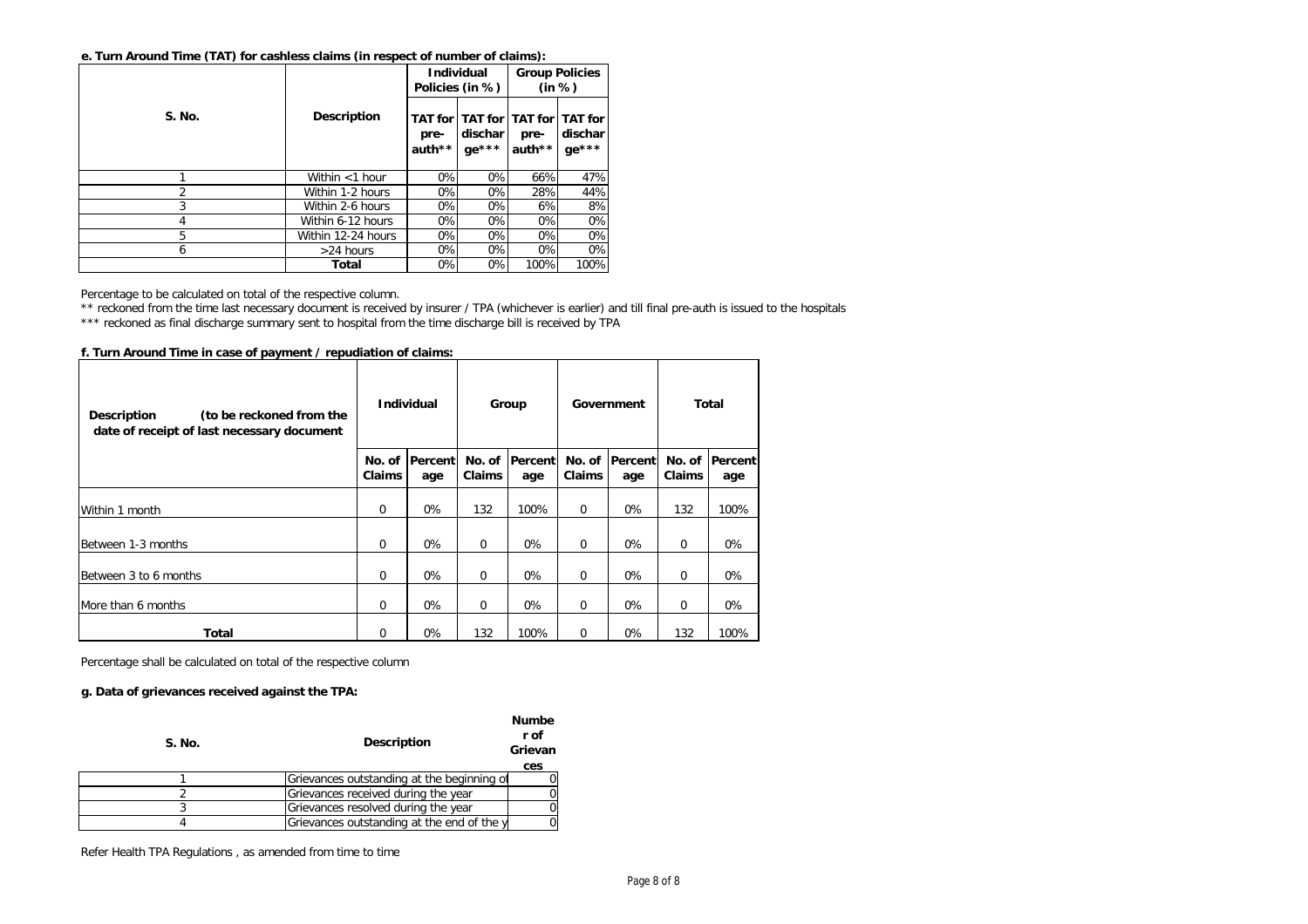**e. Turn Around Time (TAT) for cashless claims (in respect of number of claims):**

| S. No. | Description | Individual Policies (in %) | | Group Policies (in %) | |
|---|---|---|---|---|---|
| | | TAT for pre-auth** | TAT for discharge*** | TAT for pre-auth** | TAT for discharge*** |
| 1 | Within <1 hour | 0% | 0% | 66% | 47% |
| 2 | Within 1-2 hours | 0% | 0% | 28% | 44% |
| 3 | Within 2-6 hours | 0% | 0% | 6% | 8% |
| 4 | Within 6-12 hours | 0% | 0% | 0% | 0% |
| 5 | Within 12-24 hours | 0% | 0% | 0% | 0% |
| 6 | >24 hours | 0% | 0% | 0% | 0% |
| | **Total** | 0% | 0% | 100% | 100% |

Percentage to be calculated on total of the respective column.

** reckoned from the time last necessary document is received by insurer / TPA (whichever is earlier) and till final pre-auth is issued to the hospitals

*** reckoned as final discharge summary sent to hospital from the time discharge bill is received by TPA

**f. Turn Around Time in case of payment / repudiation of claims:**

| Description (to be reckoned from the date of receipt of last necessary document | Individual | | Group | | Government | | Total | |
|---|---|---|---|---|---|---|---|---|
| | No. of Claims | Percentage | No. of Claims | Percentage | No. of Claims | Percentage | No. of Claims | Percentage |
| Within 1 month | 0 | 0% | 132 | 100% | 0 | 0% | 132 | 100% |
| Between 1-3 months | 0 | 0% | 0 | 0% | 0 | 0% | 0 | 0% |
| Between 3 to 6 months | 0 | 0% | 0 | 0% | 0 | 0% | 0 | 0% |
| More than 6 months | 0 | 0% | 0 | 0% | 0 | 0% | 0 | 0% |
| **Total** | 0 | 0% | 132 | 100% | 0 | 0% | 132 | 100% |

Percentage shall be calculated on total of the respective column

**g. Data of grievances received against the TPA:**

| S. No. | Description | Number of Grievances |
|---|---|---|
| 1 | Grievances outstanding at the beginning of | 0 |
| 2 | Grievances received during the year | 0 |
| 3 | Grievances resolved during the year | 0 |
| 4 | Grievances outstanding at the end of the y | 0 |

Refer Health TPA Regulations , as amended from time to time